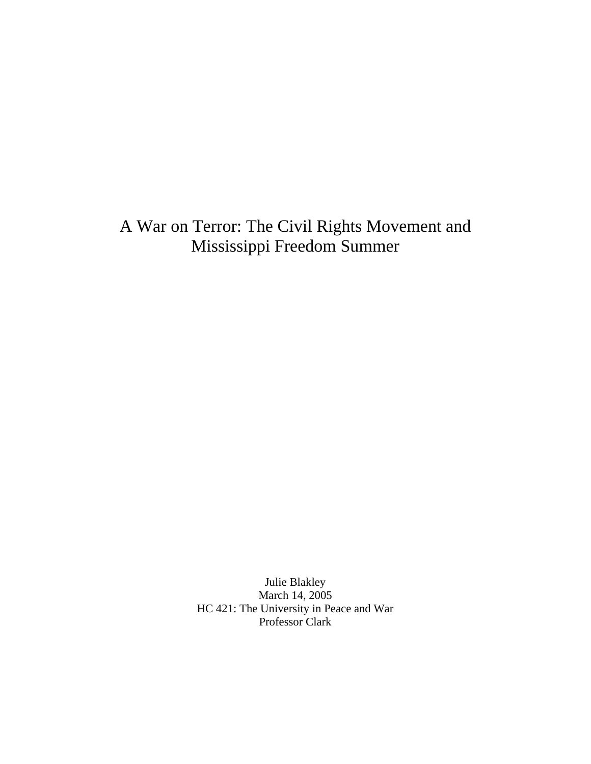# A War on Terror: The Civil Rights Movement and Mississippi Freedom Summer

Julie Blakley
March 14, 2005
HC 421: The University in Peace and War
Professor Clark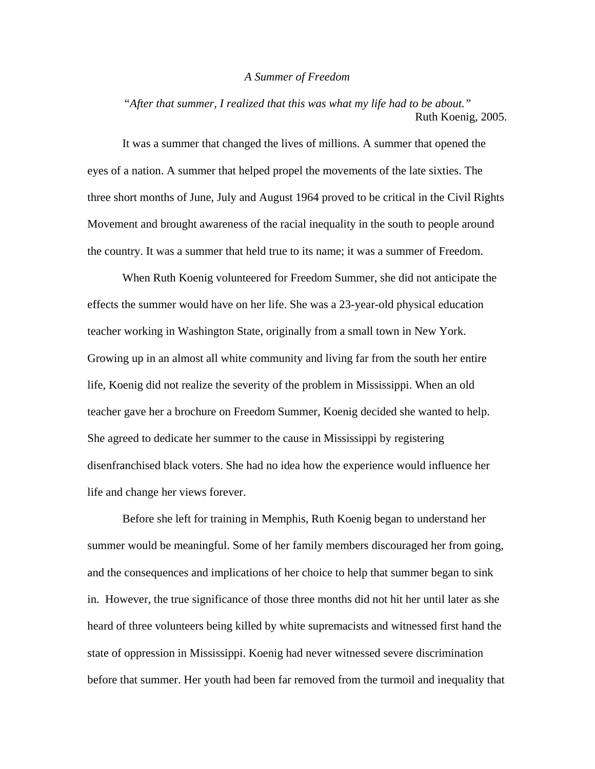*A Summer of Freedom*

> *"After that summer, I realized that this was what my life had to be about."*
> Ruth Koenig, 2005.

It was a summer that changed the lives of millions. A summer that opened the eyes of a nation. A summer that helped propel the movements of the late sixties. The three short months of June, July and August 1964 proved to be critical in the Civil Rights Movement and brought awareness of the racial inequality in the south to people around the country. It was a summer that held true to its name; it was a summer of Freedom.

When Ruth Koenig volunteered for Freedom Summer, she did not anticipate the effects the summer would have on her life. She was a 23-year-old physical education teacher working in Washington State, originally from a small town in New York. Growing up in an almost all white community and living far from the south her entire life, Koenig did not realize the severity of the problem in Mississippi. When an old teacher gave her a brochure on Freedom Summer, Koenig decided she wanted to help. She agreed to dedicate her summer to the cause in Mississippi by registering disenfranchised black voters. She had no idea how the experience would influence her life and change her views forever.

Before she left for training in Memphis, Ruth Koenig began to understand her summer would be meaningful. Some of her family members discouraged her from going, and the consequences and implications of her choice to help that summer began to sink in. However, the true significance of those three months did not hit her until later as she heard of three volunteers being killed by white supremacists and witnessed first hand the state of oppression in Mississippi. Koenig had never witnessed severe discrimination before that summer. Her youth had been far removed from the turmoil and inequality that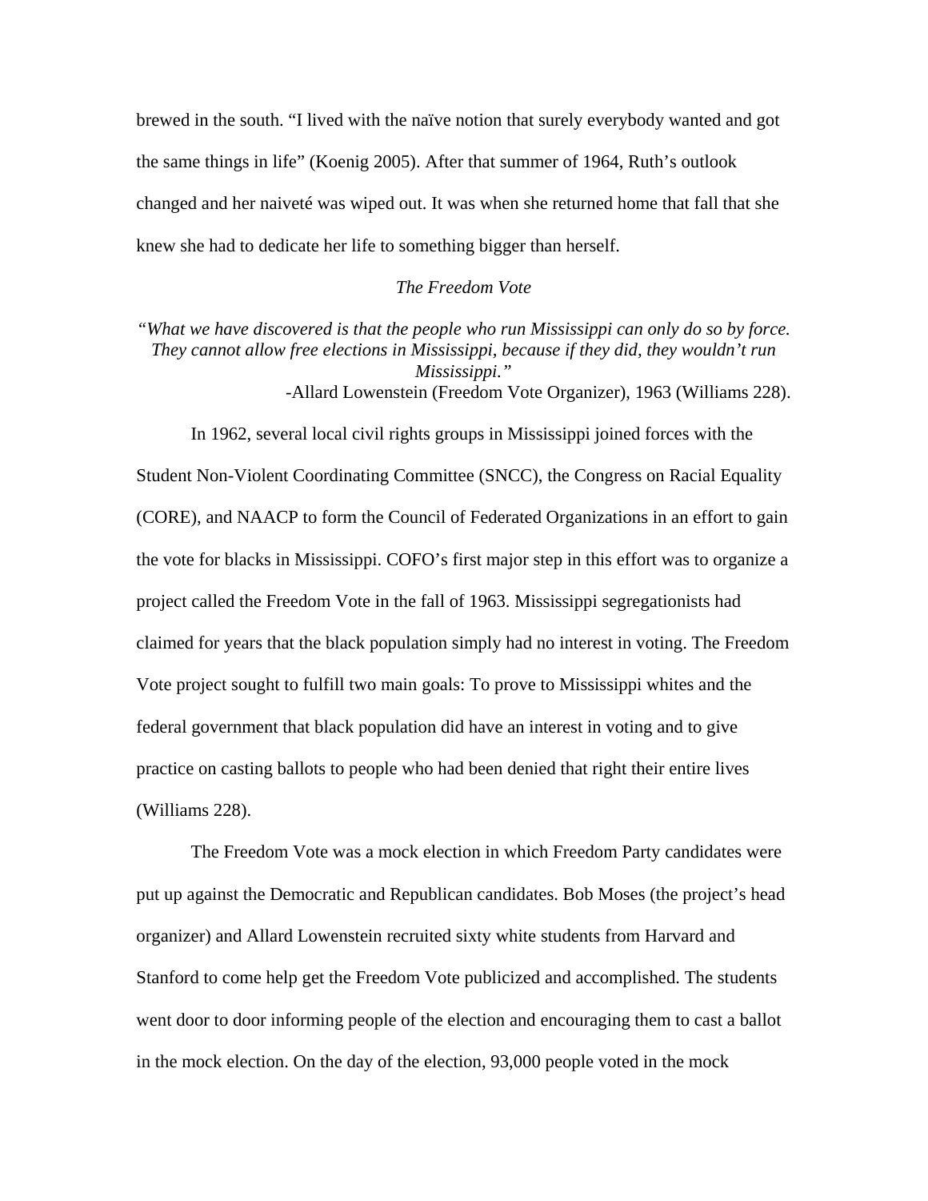brewed in the south. "I lived with the naïve notion that surely everybody wanted and got the same things in life" (Koenig 2005). After that summer of 1964, Ruth's outlook changed and her naiveté was wiped out. It was when she returned home that fall that she knew she had to dedicate her life to something bigger than herself.

## *The Freedom Vote*

*"What we have discovered is that the people who run Mississippi can only do so by force. They cannot allow free elections in Mississippi, because if they did, they wouldn't run Mississippi."*
-Allard Lowenstein (Freedom Vote Organizer), 1963 (Williams 228).

In 1962, several local civil rights groups in Mississippi joined forces with the Student Non-Violent Coordinating Committee (SNCC), the Congress on Racial Equality (CORE), and NAACP to form the Council of Federated Organizations in an effort to gain the vote for blacks in Mississippi. COFO's first major step in this effort was to organize a project called the Freedom Vote in the fall of 1963. Mississippi segregationists had claimed for years that the black population simply had no interest in voting. The Freedom Vote project sought to fulfill two main goals: To prove to Mississippi whites and the federal government that black population did have an interest in voting and to give practice on casting ballots to people who had been denied that right their entire lives (Williams 228).

The Freedom Vote was a mock election in which Freedom Party candidates were put up against the Democratic and Republican candidates. Bob Moses (the project's head organizer) and Allard Lowenstein recruited sixty white students from Harvard and Stanford to come help get the Freedom Vote publicized and accomplished. The students went door to door informing people of the election and encouraging them to cast a ballot in the mock election. On the day of the election, 93,000 people voted in the mock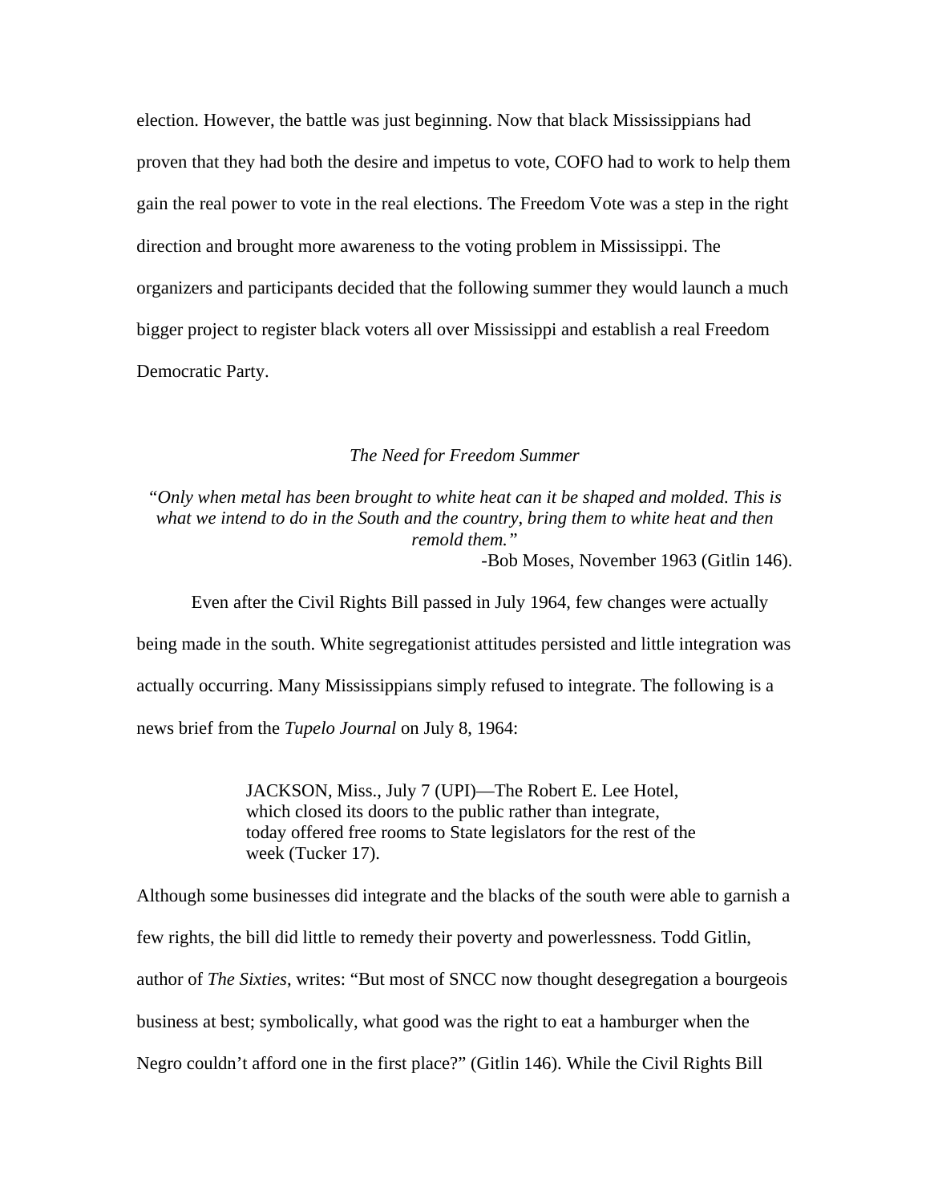election. However, the battle was just beginning. Now that black Mississippians had proven that they had both the desire and impetus to vote, COFO had to work to help them gain the real power to vote in the real elections. The Freedom Vote was a step in the right direction and brought more awareness to the voting problem in Mississippi. The organizers and participants decided that the following summer they would launch a much bigger project to register black voters all over Mississippi and establish a real Freedom Democratic Party.

## *The Need for Freedom Summer*

> *"Only when metal has been brought to white heat can it be shaped and molded. This is what we intend to do in the South and the country, bring them to white heat and then remold them."*
>
> -Bob Moses, November 1963 (Gitlin 146).

Even after the Civil Rights Bill passed in July 1964, few changes were actually being made in the south. White segregationist attitudes persisted and little integration was actually occurring. Many Mississippians simply refused to integrate. The following is a news brief from the *Tupelo Journal* on July 8, 1964:

> JACKSON, Miss., July 7 (UPI)—The Robert E. Lee Hotel, which closed its doors to the public rather than integrate, today offered free rooms to State legislators for the rest of the week (Tucker 17).

Although some businesses did integrate and the blacks of the south were able to garnish a few rights, the bill did little to remedy their poverty and powerlessness. Todd Gitlin, author of *The Sixties*, writes: "But most of SNCC now thought desegregation a bourgeois business at best; symbolically, what good was the right to eat a hamburger when the Negro couldn't afford one in the first place?" (Gitlin 146). While the Civil Rights Bill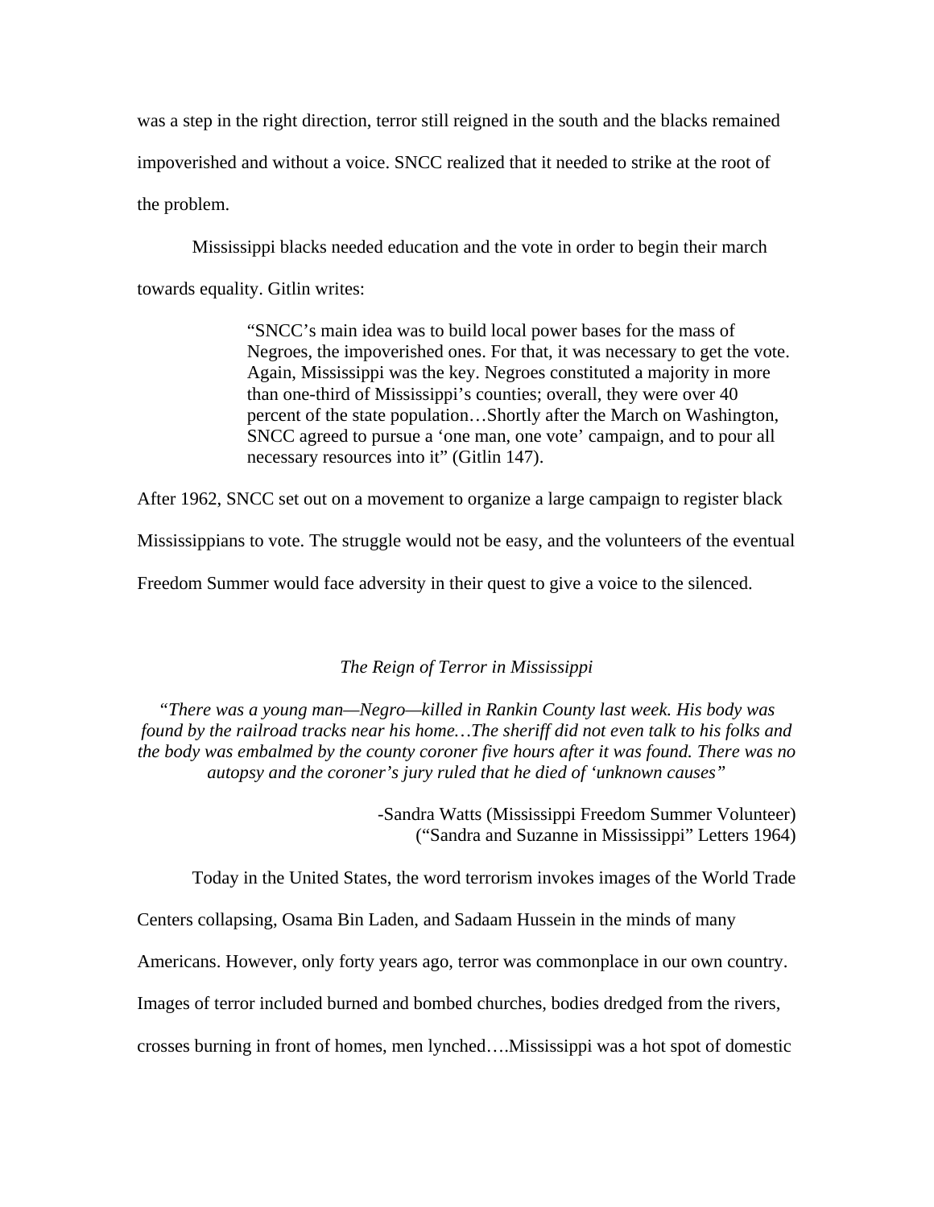was a step in the right direction, terror still reigned in the south and the blacks remained impoverished and without a voice. SNCC realized that it needed to strike at the root of the problem.

Mississippi blacks needed education and the vote in order to begin their march towards equality. Gitlin writes:

> "SNCC's main idea was to build local power bases for the mass of Negroes, the impoverished ones. For that, it was necessary to get the vote. Again, Mississippi was the key. Negroes constituted a majority in more than one-third of Mississippi's counties; overall, they were over 40 percent of the state population…Shortly after the March on Washington, SNCC agreed to pursue a 'one man, one vote' campaign, and to pour all necessary resources into it" (Gitlin 147).

After 1962, SNCC set out on a movement to organize a large campaign to register black Mississippians to vote. The struggle would not be easy, and the volunteers of the eventual Freedom Summer would face adversity in their quest to give a voice to the silenced.

## *The Reign of Terror in Mississippi*

*"There was a young man—Negro—killed in Rankin County last week. His body was found by the railroad tracks near his home…The sheriff did not even talk to his folks and the body was embalmed by the county coroner five hours after it was found. There was no autopsy and the coroner's jury ruled that he died of 'unknown causes"*

-Sandra Watts (Mississippi Freedom Summer Volunteer)
("Sandra and Suzanne in Mississippi" Letters 1964)

Today in the United States, the word terrorism invokes images of the World Trade Centers collapsing, Osama Bin Laden, and Sadaam Hussein in the minds of many Americans. However, only forty years ago, terror was commonplace in our own country. Images of terror included burned and bombed churches, bodies dredged from the rivers, crosses burning in front of homes, men lynched….Mississippi was a hot spot of domestic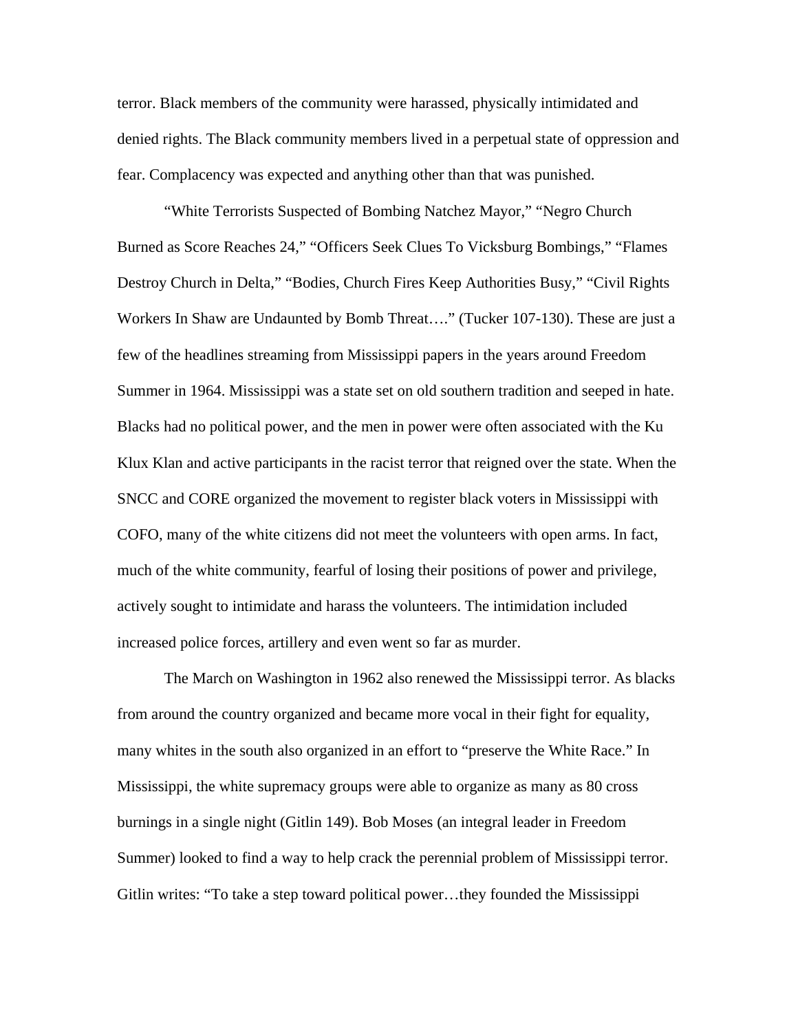terror. Black members of the community were harassed, physically intimidated and denied rights. The Black community members lived in a perpetual state of oppression and fear. Complacency was expected and anything other than that was punished.

"White Terrorists Suspected of Bombing Natchez Mayor," "Negro Church Burned as Score Reaches 24," "Officers Seek Clues To Vicksburg Bombings," "Flames Destroy Church in Delta," "Bodies, Church Fires Keep Authorities Busy," "Civil Rights Workers In Shaw are Undaunted by Bomb Threat…." (Tucker 107-130). These are just a few of the headlines streaming from Mississippi papers in the years around Freedom Summer in 1964. Mississippi was a state set on old southern tradition and seeped in hate. Blacks had no political power, and the men in power were often associated with the Ku Klux Klan and active participants in the racist terror that reigned over the state. When the SNCC and CORE organized the movement to register black voters in Mississippi with COFO, many of the white citizens did not meet the volunteers with open arms. In fact, much of the white community, fearful of losing their positions of power and privilege, actively sought to intimidate and harass the volunteers. The intimidation included increased police forces, artillery and even went so far as murder.

The March on Washington in 1962 also renewed the Mississippi terror. As blacks from around the country organized and became more vocal in their fight for equality, many whites in the south also organized in an effort to "preserve the White Race." In Mississippi, the white supremacy groups were able to organize as many as 80 cross burnings in a single night (Gitlin 149). Bob Moses (an integral leader in Freedom Summer) looked to find a way to help crack the perennial problem of Mississippi terror. Gitlin writes: "To take a step toward political power…they founded the Mississippi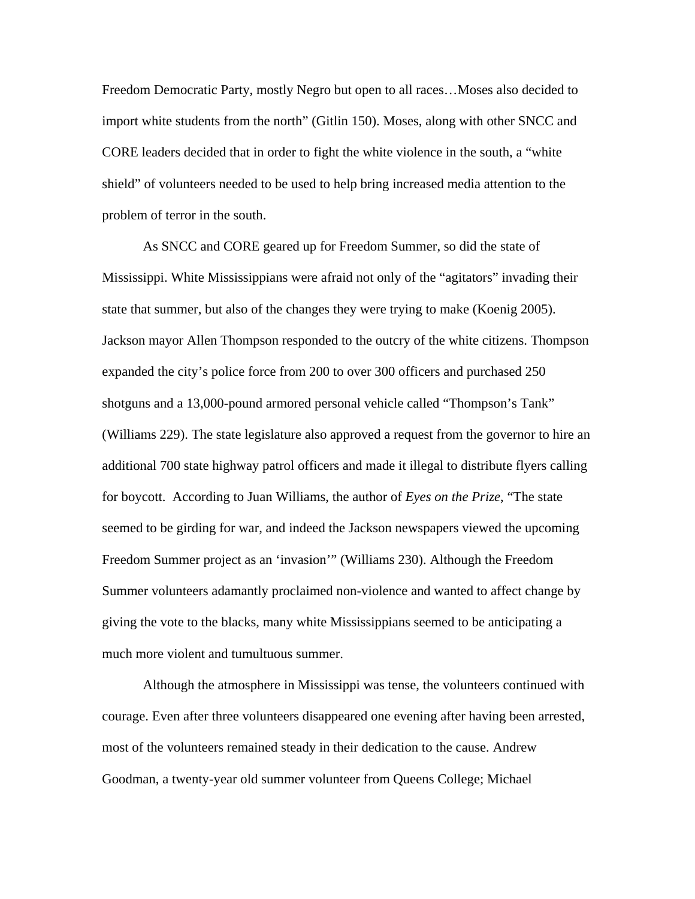Freedom Democratic Party, mostly Negro but open to all races…Moses also decided to import white students from the north" (Gitlin 150). Moses, along with other SNCC and CORE leaders decided that in order to fight the white violence in the south, a "white shield" of volunteers needed to be used to help bring increased media attention to the problem of terror in the south.

As SNCC and CORE geared up for Freedom Summer, so did the state of Mississippi. White Mississippians were afraid not only of the "agitators" invading their state that summer, but also of the changes they were trying to make (Koenig 2005). Jackson mayor Allen Thompson responded to the outcry of the white citizens. Thompson expanded the city's police force from 200 to over 300 officers and purchased 250 shotguns and a 13,000-pound armored personal vehicle called "Thompson's Tank" (Williams 229). The state legislature also approved a request from the governor to hire an additional 700 state highway patrol officers and made it illegal to distribute flyers calling for boycott. According to Juan Williams, the author of *Eyes on the Prize*, "The state seemed to be girding for war, and indeed the Jackson newspapers viewed the upcoming Freedom Summer project as an 'invasion'" (Williams 230). Although the Freedom Summer volunteers adamantly proclaimed non-violence and wanted to affect change by giving the vote to the blacks, many white Mississippians seemed to be anticipating a much more violent and tumultuous summer.

Although the atmosphere in Mississippi was tense, the volunteers continued with courage. Even after three volunteers disappeared one evening after having been arrested, most of the volunteers remained steady in their dedication to the cause. Andrew Goodman, a twenty-year old summer volunteer from Queens College; Michael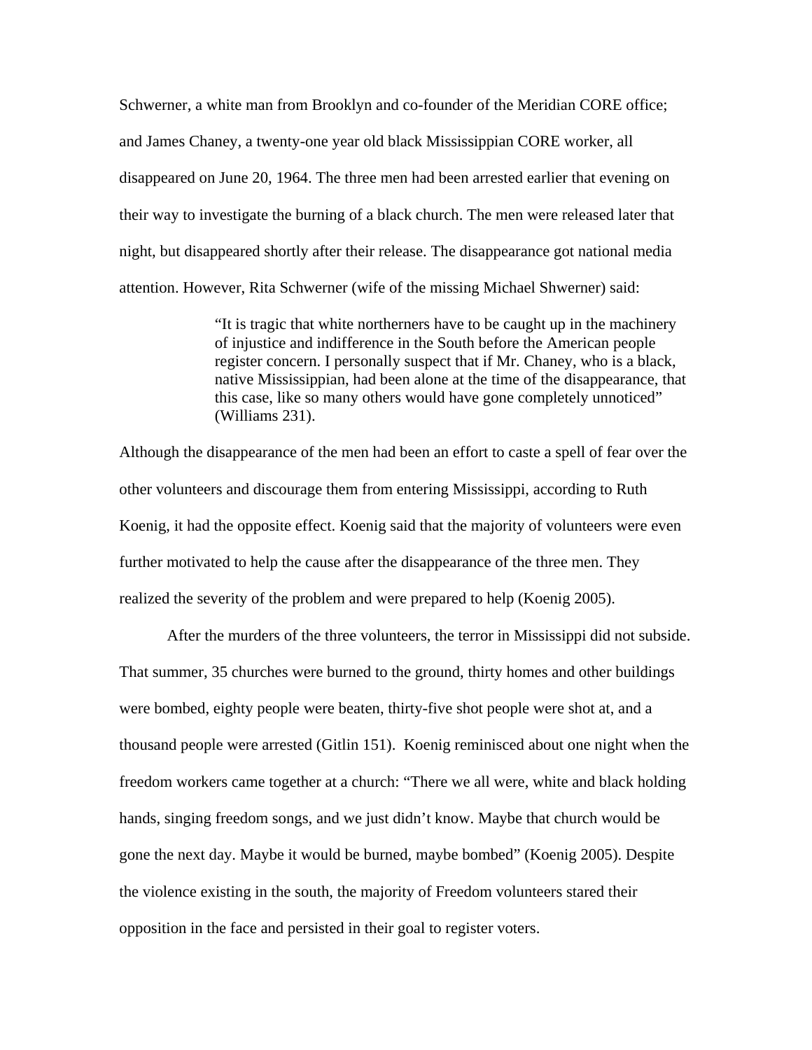Schwerner, a white man from Brooklyn and co-founder of the Meridian CORE office; and James Chaney, a twenty-one year old black Mississippian CORE worker, all disappeared on June 20, 1964. The three men had been arrested earlier that evening on their way to investigate the burning of a black church. The men were released later that night, but disappeared shortly after their release. The disappearance got national media attention. However, Rita Schwerner (wife of the missing Michael Shwerner) said:

> "It is tragic that white northerners have to be caught up in the machinery of injustice and indifference in the South before the American people register concern. I personally suspect that if Mr. Chaney, who is a black, native Mississippian, had been alone at the time of the disappearance, that this case, like so many others would have gone completely unnoticed" (Williams 231).

Although the disappearance of the men had been an effort to caste a spell of fear over the other volunteers and discourage them from entering Mississippi, according to Ruth Koenig, it had the opposite effect. Koenig said that the majority of volunteers were even further motivated to help the cause after the disappearance of the three men. They realized the severity of the problem and were prepared to help (Koenig 2005).

After the murders of the three volunteers, the terror in Mississippi did not subside. That summer, 35 churches were burned to the ground, thirty homes and other buildings were bombed, eighty people were beaten, thirty-five shot people were shot at, and a thousand people were arrested (Gitlin 151). Koenig reminisced about one night when the freedom workers came together at a church: "There we all were, white and black holding hands, singing freedom songs, and we just didn't know. Maybe that church would be gone the next day. Maybe it would be burned, maybe bombed" (Koenig 2005). Despite the violence existing in the south, the majority of Freedom volunteers stared their opposition in the face and persisted in their goal to register voters.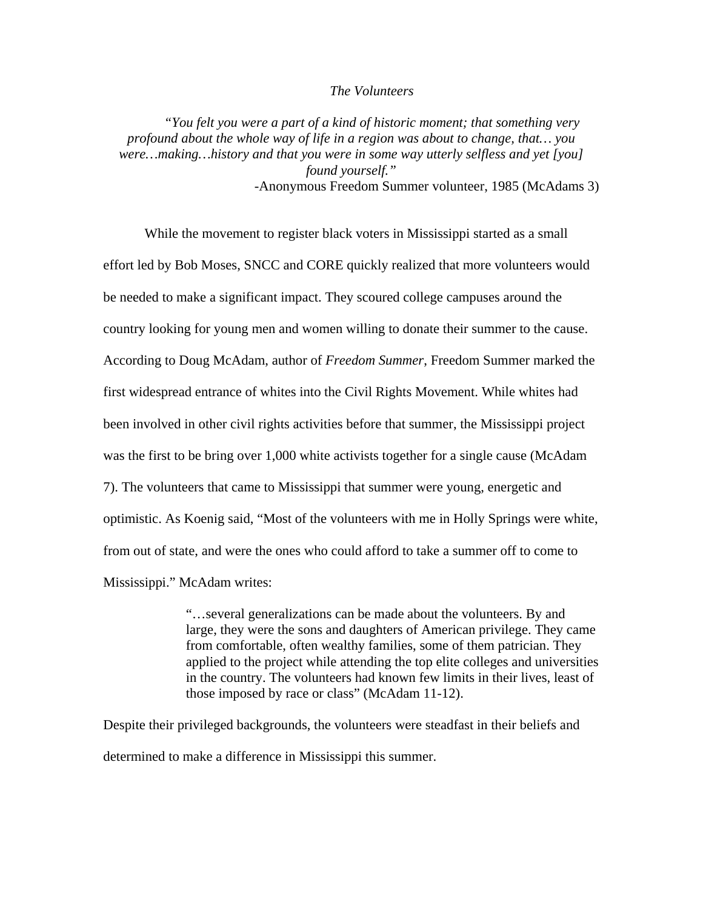*The Volunteers*

> *"You felt you were a part of a kind of historic moment; that something very profound about the whole way of life in a region was about to change, that… you were…making…history and that you were in some way utterly selfless and yet [you] found yourself."*
>
> -Anonymous Freedom Summer volunteer, 1985 (McAdams 3)

While the movement to register black voters in Mississippi started as a small effort led by Bob Moses, SNCC and CORE quickly realized that more volunteers would be needed to make a significant impact. They scoured college campuses around the country looking for young men and women willing to donate their summer to the cause. According to Doug McAdam, author of *Freedom Summer*, Freedom Summer marked the first widespread entrance of whites into the Civil Rights Movement. While whites had been involved in other civil rights activities before that summer, the Mississippi project was the first to be bring over 1,000 white activists together for a single cause (McAdam 7). The volunteers that came to Mississippi that summer were young, energetic and optimistic. As Koenig said, "Most of the volunteers with me in Holly Springs were white, from out of state, and were the ones who could afford to take a summer off to come to Mississippi." McAdam writes:

> "…several generalizations can be made about the volunteers. By and large, they were the sons and daughters of American privilege. They came from comfortable, often wealthy families, some of them patrician. They applied to the project while attending the top elite colleges and universities in the country. The volunteers had known few limits in their lives, least of those imposed by race or class" (McAdam 11-12).

Despite their privileged backgrounds, the volunteers were steadfast in their beliefs and determined to make a difference in Mississippi this summer.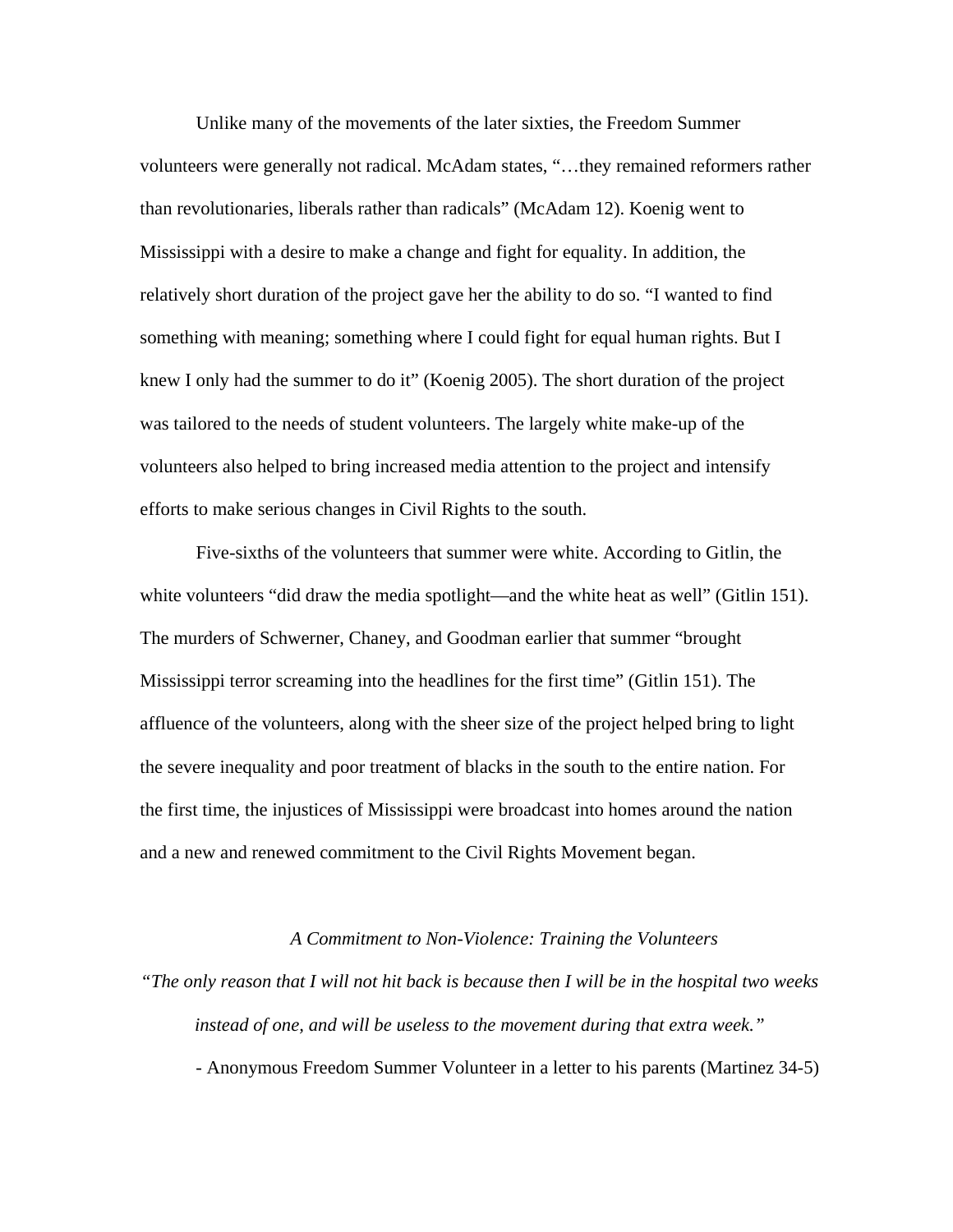Unlike many of the movements of the later sixties, the Freedom Summer volunteers were generally not radical. McAdam states, "…they remained reformers rather than revolutionaries, liberals rather than radicals" (McAdam 12). Koenig went to Mississippi with a desire to make a change and fight for equality. In addition, the relatively short duration of the project gave her the ability to do so. "I wanted to find something with meaning; something where I could fight for equal human rights. But I knew I only had the summer to do it" (Koenig 2005). The short duration of the project was tailored to the needs of student volunteers. The largely white make-up of the volunteers also helped to bring increased media attention to the project and intensify efforts to make serious changes in Civil Rights to the south.

Five-sixths of the volunteers that summer were white. According to Gitlin, the white volunteers "did draw the media spotlight—and the white heat as well" (Gitlin 151). The murders of Schwerner, Chaney, and Goodman earlier that summer "brought Mississippi terror screaming into the headlines for the first time" (Gitlin 151). The affluence of the volunteers, along with the sheer size of the project helped bring to light the severe inequality and poor treatment of blacks in the south to the entire nation. For the first time, the injustices of Mississippi were broadcast into homes around the nation and a new and renewed commitment to the Civil Rights Movement began.

### *A Commitment to Non-Violence: Training the Volunteers*

*"The only reason that I will not hit back is because then I will be in the hospital two weeks instead of one, and will be useless to the movement during that extra week."*

- Anonymous Freedom Summer Volunteer in a letter to his parents (Martinez 34-5)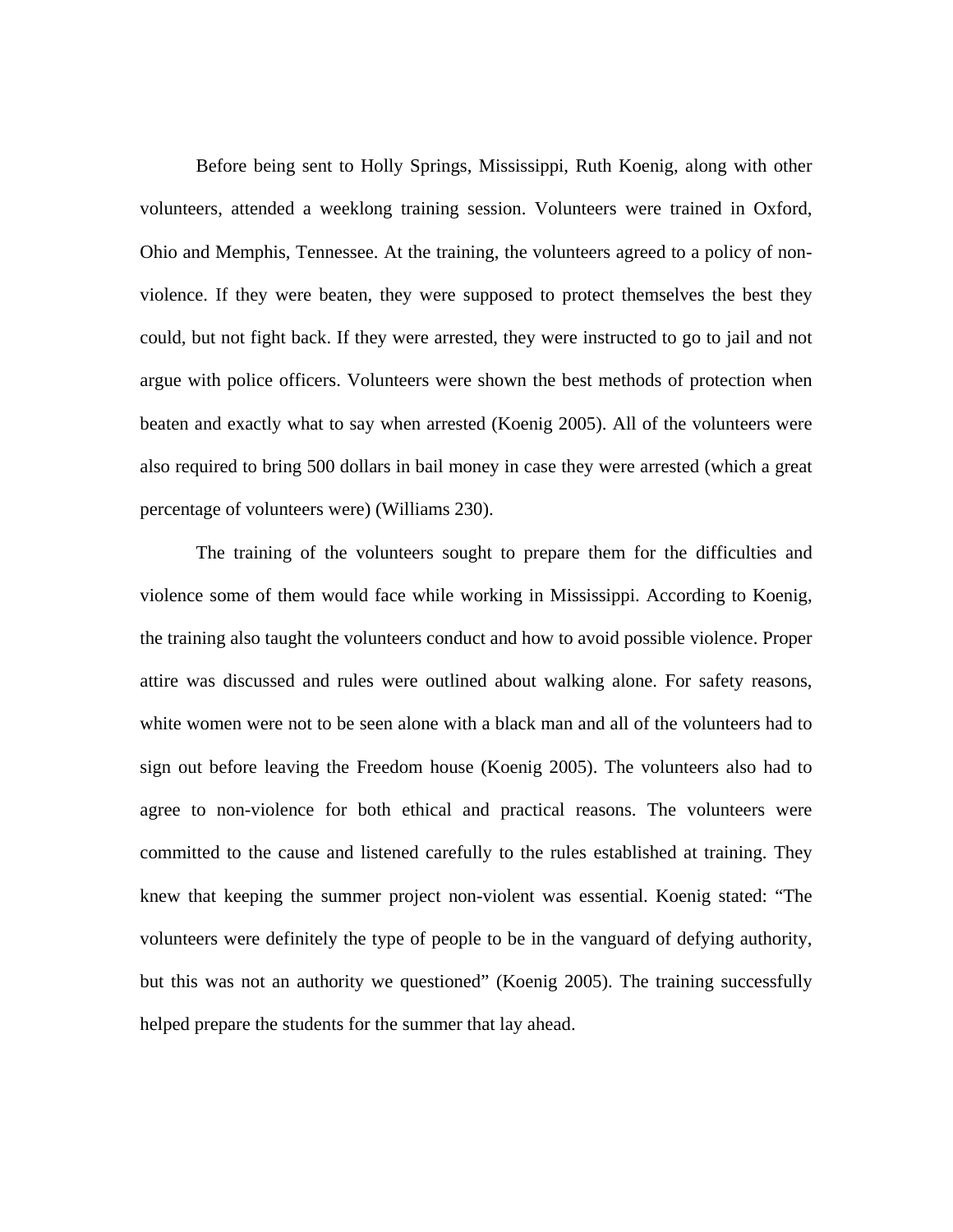Before being sent to Holly Springs, Mississippi, Ruth Koenig, along with other volunteers, attended a weeklong training session. Volunteers were trained in Oxford, Ohio and Memphis, Tennessee. At the training, the volunteers agreed to a policy of non-violence. If they were beaten, they were supposed to protect themselves the best they could, but not fight back. If they were arrested, they were instructed to go to jail and not argue with police officers. Volunteers were shown the best methods of protection when beaten and exactly what to say when arrested (Koenig 2005). All of the volunteers were also required to bring 500 dollars in bail money in case they were arrested (which a great percentage of volunteers were) (Williams 230).

The training of the volunteers sought to prepare them for the difficulties and violence some of them would face while working in Mississippi. According to Koenig, the training also taught the volunteers conduct and how to avoid possible violence. Proper attire was discussed and rules were outlined about walking alone. For safety reasons, white women were not to be seen alone with a black man and all of the volunteers had to sign out before leaving the Freedom house (Koenig 2005). The volunteers also had to agree to non-violence for both ethical and practical reasons. The volunteers were committed to the cause and listened carefully to the rules established at training. They knew that keeping the summer project non-violent was essential. Koenig stated: "The volunteers were definitely the type of people to be in the vanguard of defying authority, but this was not an authority we questioned" (Koenig 2005). The training successfully helped prepare the students for the summer that lay ahead.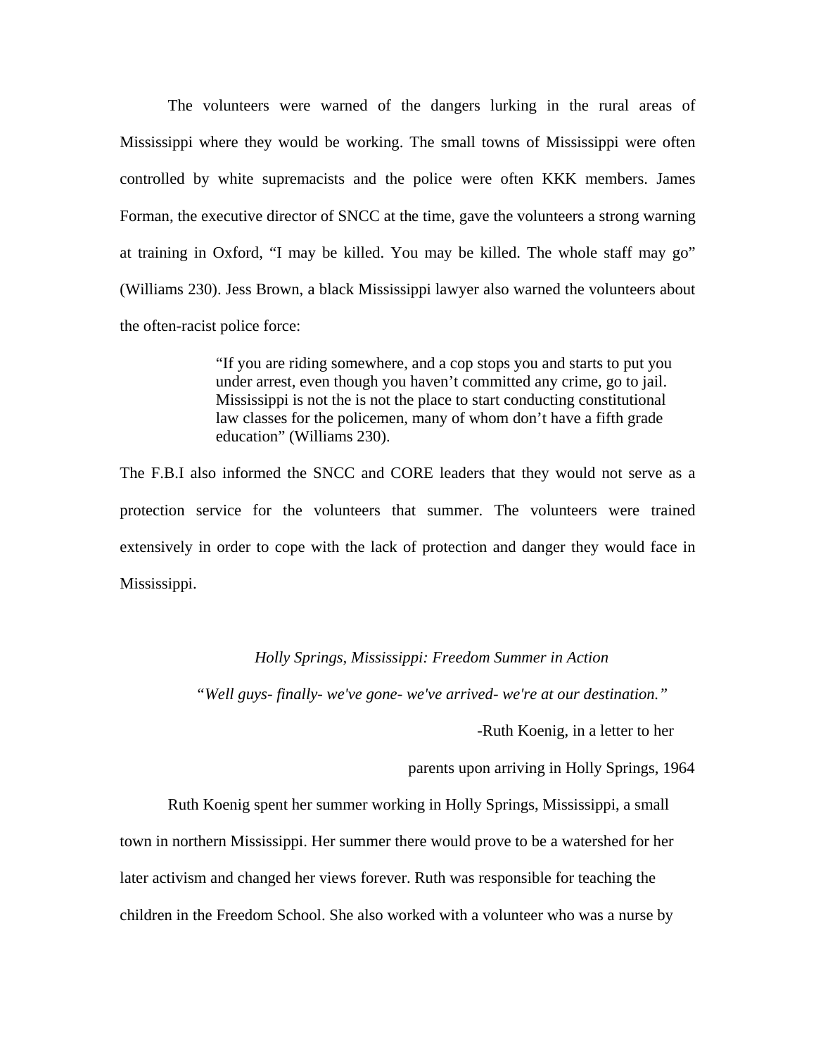The volunteers were warned of the dangers lurking in the rural areas of Mississippi where they would be working. The small towns of Mississippi were often controlled by white supremacists and the police were often KKK members. James Forman, the executive director of SNCC at the time, gave the volunteers a strong warning at training in Oxford, "I may be killed. You may be killed. The whole staff may go" (Williams 230). Jess Brown, a black Mississippi lawyer also warned the volunteers about the often-racist police force:

> "If you are riding somewhere, and a cop stops you and starts to put you under arrest, even though you haven't committed any crime, go to jail. Mississippi is not the is not the place to start conducting constitutional law classes for the policemen, many of whom don't have a fifth grade education" (Williams 230).

The F.B.I also informed the SNCC and CORE leaders that they would not serve as a protection service for the volunteers that summer. The volunteers were trained extensively in order to cope with the lack of protection and danger they would face in Mississippi.

### *Holly Springs, Mississippi: Freedom Summer in Action*

*"Well guys- finally- we've gone- we've arrived- we're at our destination."*

-Ruth Koenig, in a letter to her parents upon arriving in Holly Springs, 1964

Ruth Koenig spent her summer working in Holly Springs, Mississippi, a small town in northern Mississippi. Her summer there would prove to be a watershed for her later activism and changed her views forever. Ruth was responsible for teaching the children in the Freedom School. She also worked with a volunteer who was a nurse by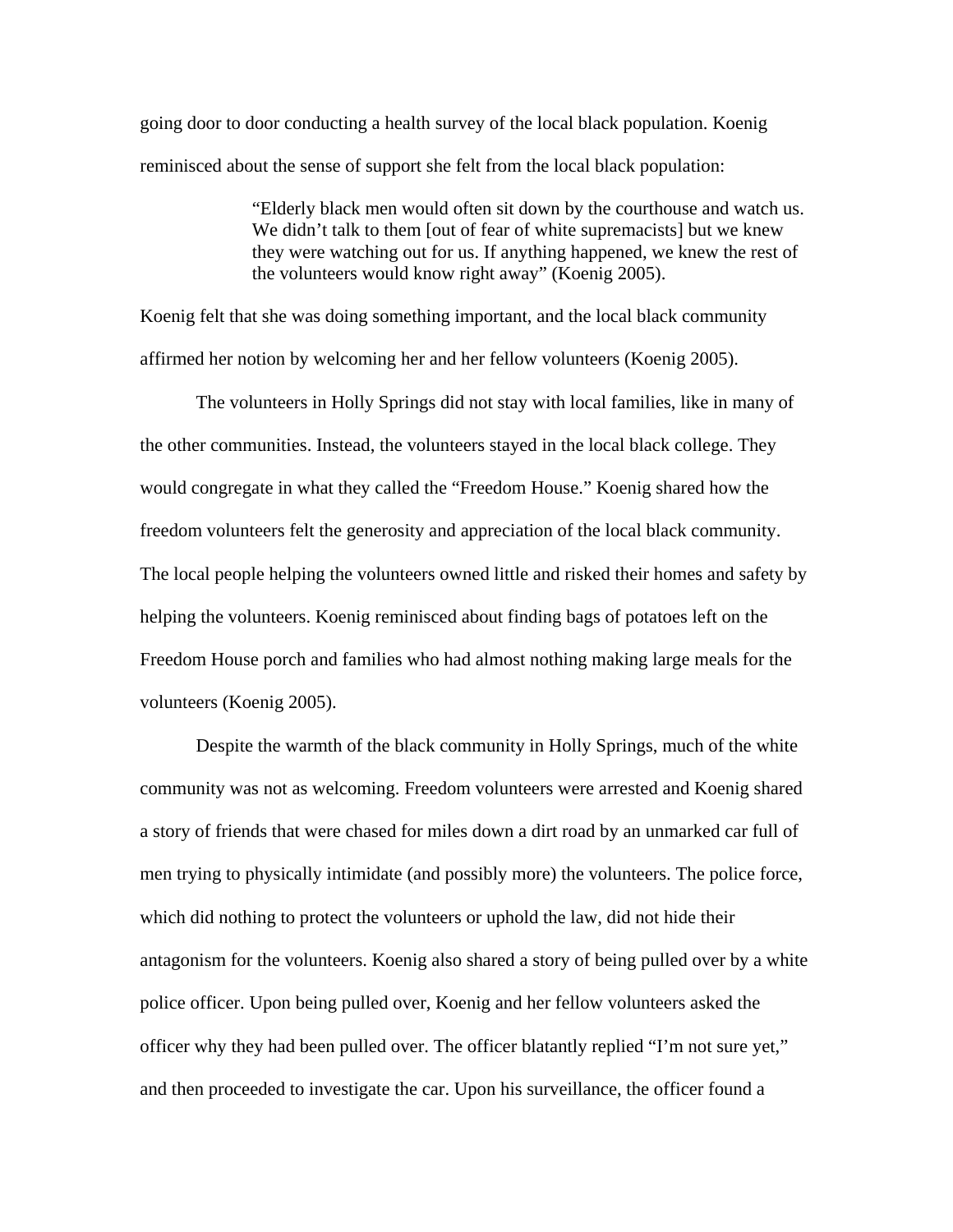going door to door conducting a health survey of the local black population. Koenig reminisced about the sense of support she felt from the local black population:

> "Elderly black men would often sit down by the courthouse and watch us. We didn't talk to them [out of fear of white supremacists] but we knew they were watching out for us. If anything happened, we knew the rest of the volunteers would know right away" (Koenig 2005).

Koenig felt that she was doing something important, and the local black community affirmed her notion by welcoming her and her fellow volunteers (Koenig 2005).

The volunteers in Holly Springs did not stay with local families, like in many of the other communities. Instead, the volunteers stayed in the local black college. They would congregate in what they called the "Freedom House." Koenig shared how the freedom volunteers felt the generosity and appreciation of the local black community. The local people helping the volunteers owned little and risked their homes and safety by helping the volunteers. Koenig reminisced about finding bags of potatoes left on the Freedom House porch and families who had almost nothing making large meals for the volunteers (Koenig 2005).

Despite the warmth of the black community in Holly Springs, much of the white community was not as welcoming. Freedom volunteers were arrested and Koenig shared a story of friends that were chased for miles down a dirt road by an unmarked car full of men trying to physically intimidate (and possibly more) the volunteers. The police force, which did nothing to protect the volunteers or uphold the law, did not hide their antagonism for the volunteers. Koenig also shared a story of being pulled over by a white police officer. Upon being pulled over, Koenig and her fellow volunteers asked the officer why they had been pulled over. The officer blatantly replied "I'm not sure yet," and then proceeded to investigate the car. Upon his surveillance, the officer found a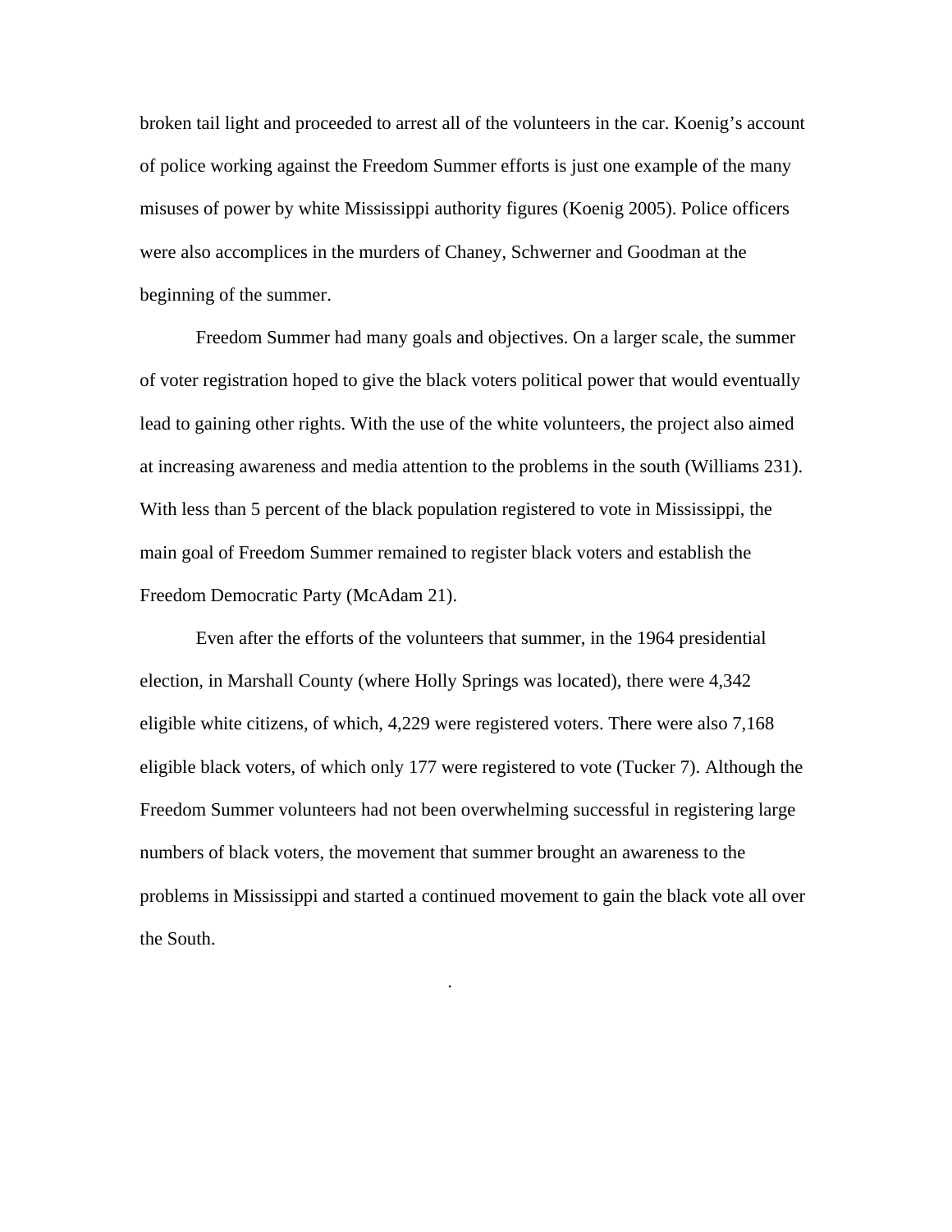broken tail light and proceeded to arrest all of the volunteers in the car. Koenig's account of police working against the Freedom Summer efforts is just one example of the many misuses of power by white Mississippi authority figures (Koenig 2005). Police officers were also accomplices in the murders of Chaney, Schwerner and Goodman at the beginning of the summer.

Freedom Summer had many goals and objectives. On a larger scale, the summer of voter registration hoped to give the black voters political power that would eventually lead to gaining other rights. With the use of the white volunteers, the project also aimed at increasing awareness and media attention to the problems in the south (Williams 231). With less than 5 percent of the black population registered to vote in Mississippi, the main goal of Freedom Summer remained to register black voters and establish the Freedom Democratic Party (McAdam 21).

Even after the efforts of the volunteers that summer, in the 1964 presidential election, in Marshall County (where Holly Springs was located), there were 4,342 eligible white citizens, of which, 4,229 were registered voters. There were also 7,168 eligible black voters, of which only 177 were registered to vote (Tucker 7). Although the Freedom Summer volunteers had not been overwhelming successful in registering large numbers of black voters, the movement that summer brought an awareness to the problems in Mississippi and started a continued movement to gain the black vote all over the South.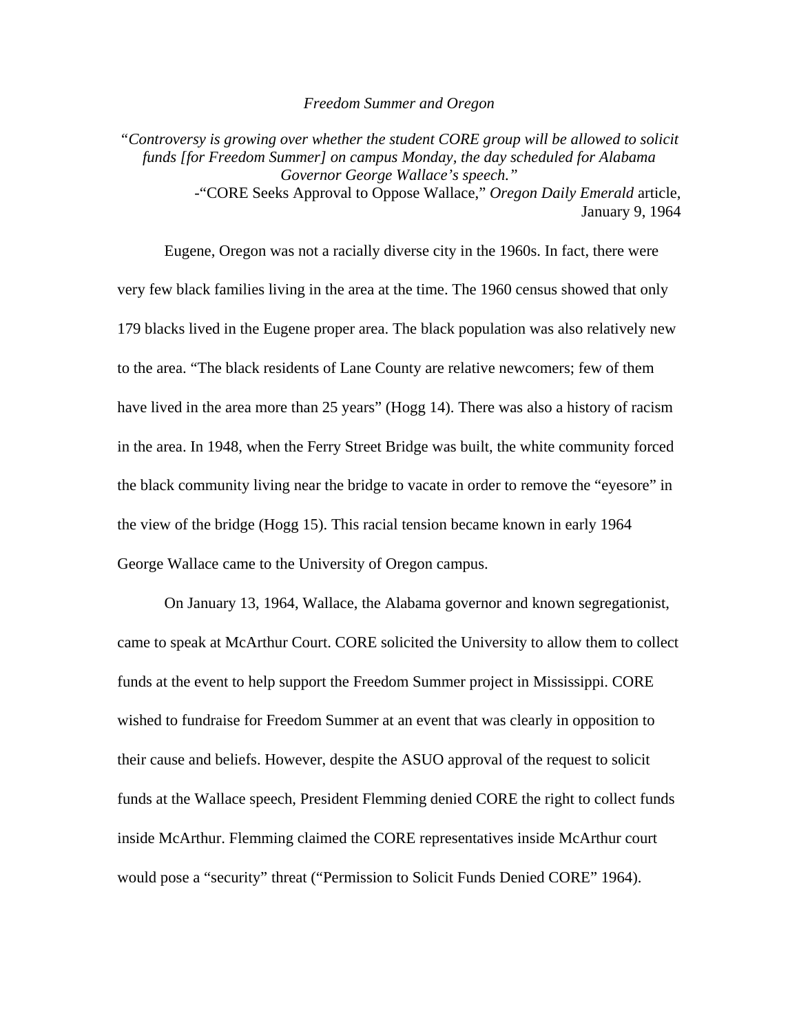*Freedom Summer and Oregon*

*"Controversy is growing over whether the student CORE group will be allowed to solicit funds [for Freedom Summer] on campus Monday, the day scheduled for Alabama Governor George Wallace's speech."*

-"CORE Seeks Approval to Oppose Wallace," *Oregon Daily Emerald* article, January 9, 1964

Eugene, Oregon was not a racially diverse city in the 1960s. In fact, there were very few black families living in the area at the time. The 1960 census showed that only 179 blacks lived in the Eugene proper area. The black population was also relatively new to the area. "The black residents of Lane County are relative newcomers; few of them have lived in the area more than 25 years" (Hogg 14). There was also a history of racism in the area. In 1948, when the Ferry Street Bridge was built, the white community forced the black community living near the bridge to vacate in order to remove the "eyesore" in the view of the bridge (Hogg 15). This racial tension became known in early 1964 George Wallace came to the University of Oregon campus.

On January 13, 1964, Wallace, the Alabama governor and known segregationist, came to speak at McArthur Court. CORE solicited the University to allow them to collect funds at the event to help support the Freedom Summer project in Mississippi. CORE wished to fundraise for Freedom Summer at an event that was clearly in opposition to their cause and beliefs. However, despite the ASUO approval of the request to solicit funds at the Wallace speech, President Flemming denied CORE the right to collect funds inside McArthur. Flemming claimed the CORE representatives inside McArthur court would pose a "security" threat ("Permission to Solicit Funds Denied CORE" 1964).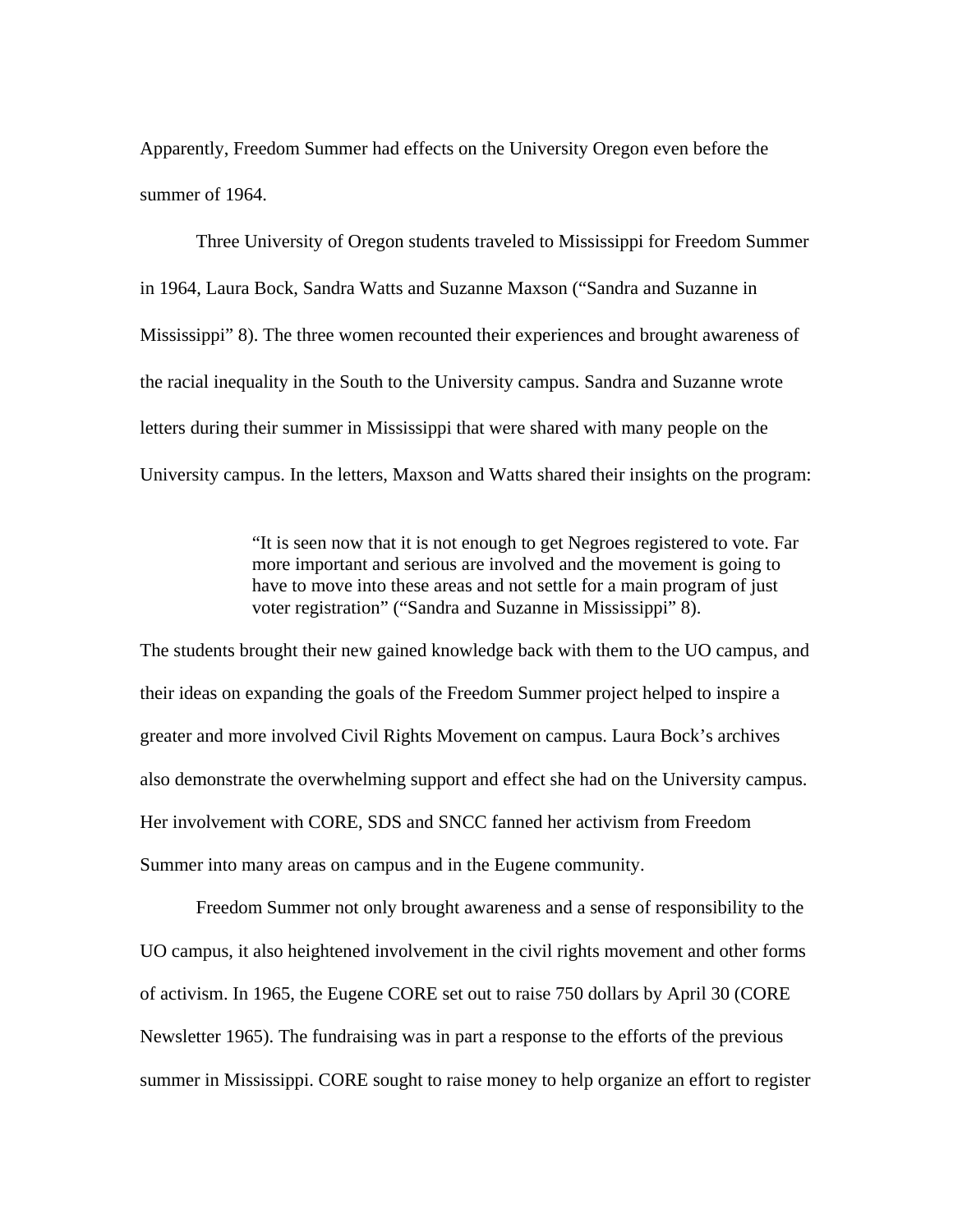Apparently, Freedom Summer had effects on the University Oregon even before the summer of 1964.

Three University of Oregon students traveled to Mississippi for Freedom Summer in 1964, Laura Bock, Sandra Watts and Suzanne Maxson ("Sandra and Suzanne in Mississippi" 8). The three women recounted their experiences and brought awareness of the racial inequality in the South to the University campus. Sandra and Suzanne wrote letters during their summer in Mississippi that were shared with many people on the University campus. In the letters, Maxson and Watts shared their insights on the program:

> "It is seen now that it is not enough to get Negroes registered to vote. Far more important and serious are involved and the movement is going to have to move into these areas and not settle for a main program of just voter registration" ("Sandra and Suzanne in Mississippi" 8).

The students brought their new gained knowledge back with them to the UO campus, and their ideas on expanding the goals of the Freedom Summer project helped to inspire a greater and more involved Civil Rights Movement on campus. Laura Bock's archives also demonstrate the overwhelming support and effect she had on the University campus. Her involvement with CORE, SDS and SNCC fanned her activism from Freedom Summer into many areas on campus and in the Eugene community.

Freedom Summer not only brought awareness and a sense of responsibility to the UO campus, it also heightened involvement in the civil rights movement and other forms of activism. In 1965, the Eugene CORE set out to raise 750 dollars by April 30 (CORE Newsletter 1965). The fundraising was in part a response to the efforts of the previous summer in Mississippi. CORE sought to raise money to help organize an effort to register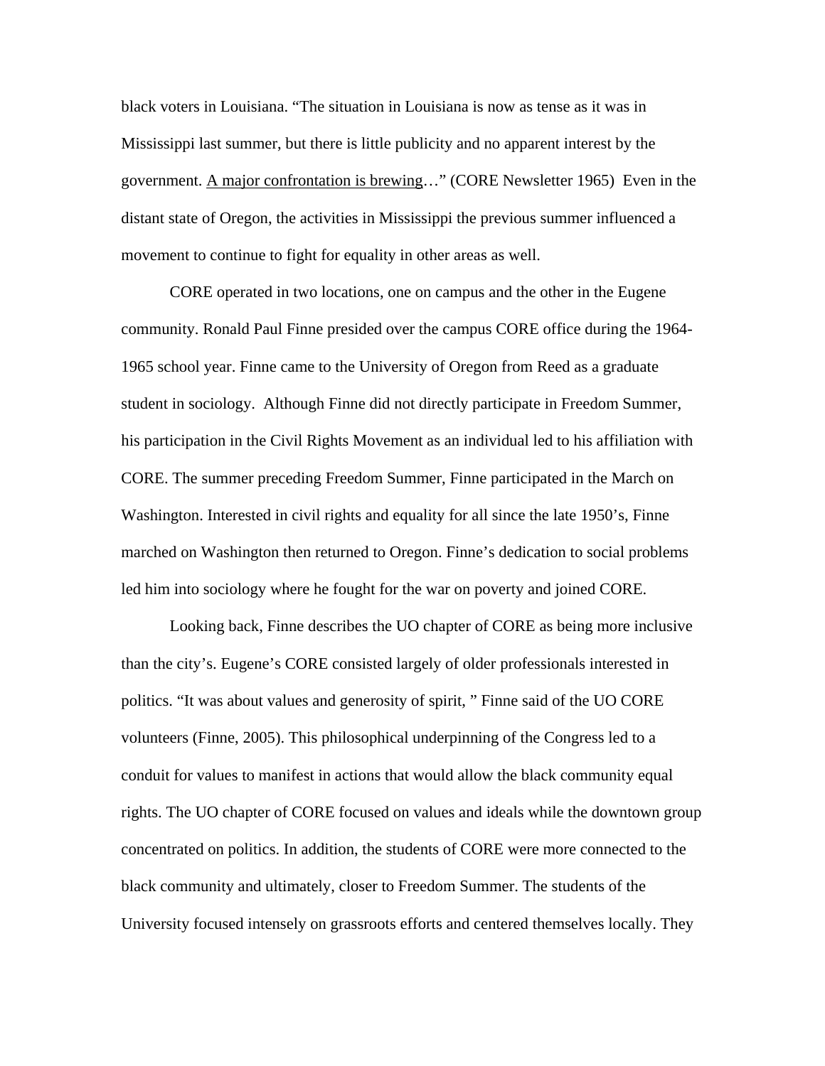black voters in Louisiana. “The situation in Louisiana is now as tense as it was in Mississippi last summer, but there is little publicity and no apparent interest by the government. <u>A major confrontation is brewing</u>…” (CORE Newsletter 1965)  Even in the distant state of Oregon, the activities in Mississippi the previous summer influenced a movement to continue to fight for equality in other areas as well.

CORE operated in two locations, one on campus and the other in the Eugene community. Ronald Paul Finne presided over the campus CORE office during the 1964-1965 school year. Finne came to the University of Oregon from Reed as a graduate student in sociology.  Although Finne did not directly participate in Freedom Summer, his participation in the Civil Rights Movement as an individual led to his affiliation with CORE. The summer preceding Freedom Summer, Finne participated in the March on Washington. Interested in civil rights and equality for all since the late 1950’s, Finne marched on Washington then returned to Oregon. Finne’s dedication to social problems led him into sociology where he fought for the war on poverty and joined CORE.

Looking back, Finne describes the UO chapter of CORE as being more inclusive than the city’s. Eugene’s CORE consisted largely of older professionals interested in politics. “It was about values and generosity of spirit, ” Finne said of the UO CORE volunteers (Finne, 2005). This philosophical underpinning of the Congress led to a conduit for values to manifest in actions that would allow the black community equal rights. The UO chapter of CORE focused on values and ideals while the downtown group concentrated on politics. In addition, the students of CORE were more connected to the black community and ultimately, closer to Freedom Summer. The students of the University focused intensely on grassroots efforts and centered themselves locally. They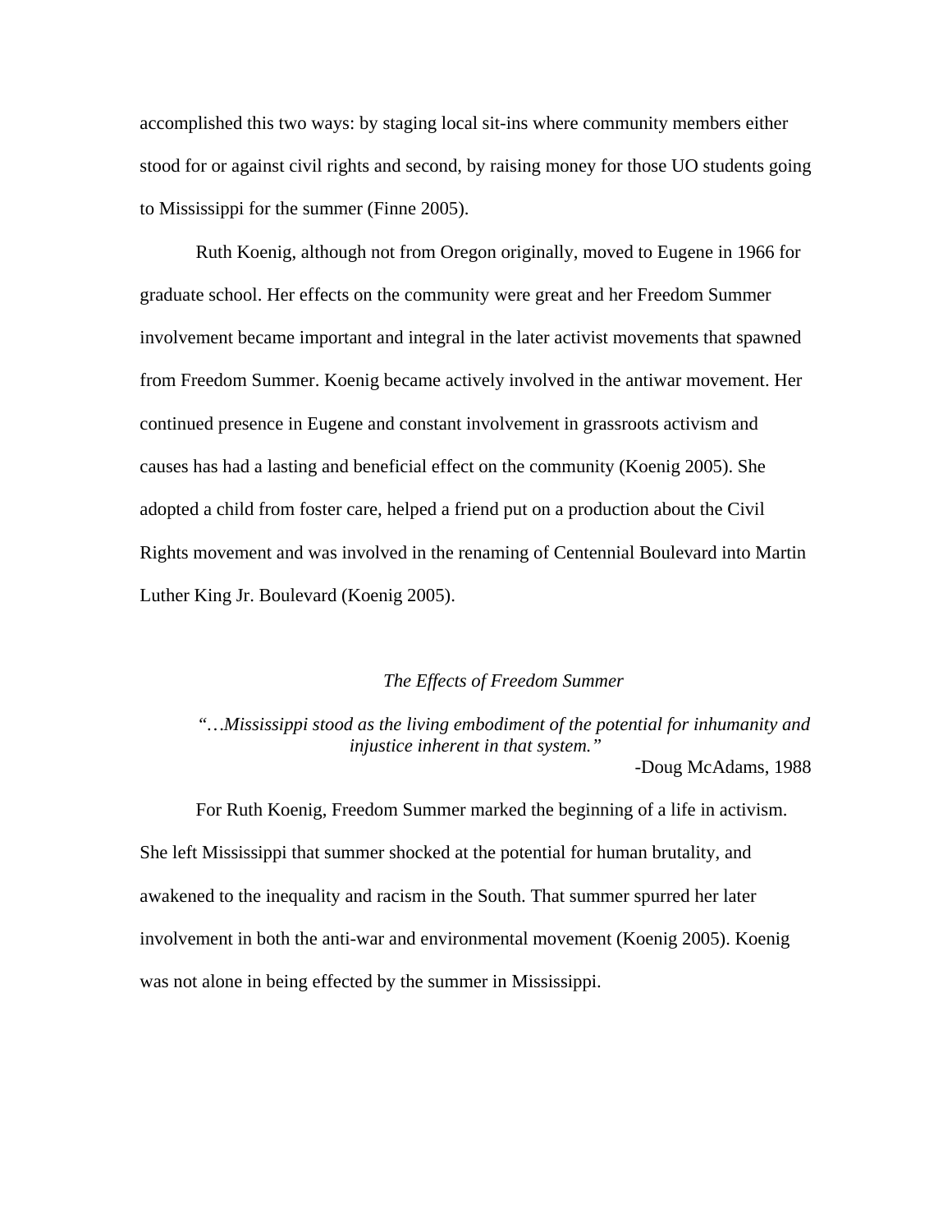accomplished this two ways: by staging local sit-ins where community members either stood for or against civil rights and second, by raising money for those UO students going to Mississippi for the summer (Finne 2005).

Ruth Koenig, although not from Oregon originally, moved to Eugene in 1966 for graduate school. Her effects on the community were great and her Freedom Summer involvement became important and integral in the later activist movements that spawned from Freedom Summer. Koenig became actively involved in the antiwar movement. Her continued presence in Eugene and constant involvement in grassroots activism and causes has had a lasting and beneficial effect on the community (Koenig 2005). She adopted a child from foster care, helped a friend put on a production about the Civil Rights movement and was involved in the renaming of Centennial Boulevard into Martin Luther King Jr. Boulevard (Koenig 2005).

### *The Effects of Freedom Summer*

> *"…Mississippi stood as the living embodiment of the potential for inhumanity and injustice inherent in that system."*
>
> -Doug McAdams, 1988

For Ruth Koenig, Freedom Summer marked the beginning of a life in activism. She left Mississippi that summer shocked at the potential for human brutality, and awakened to the inequality and racism in the South. That summer spurred her later involvement in both the anti-war and environmental movement (Koenig 2005). Koenig was not alone in being effected by the summer in Mississippi.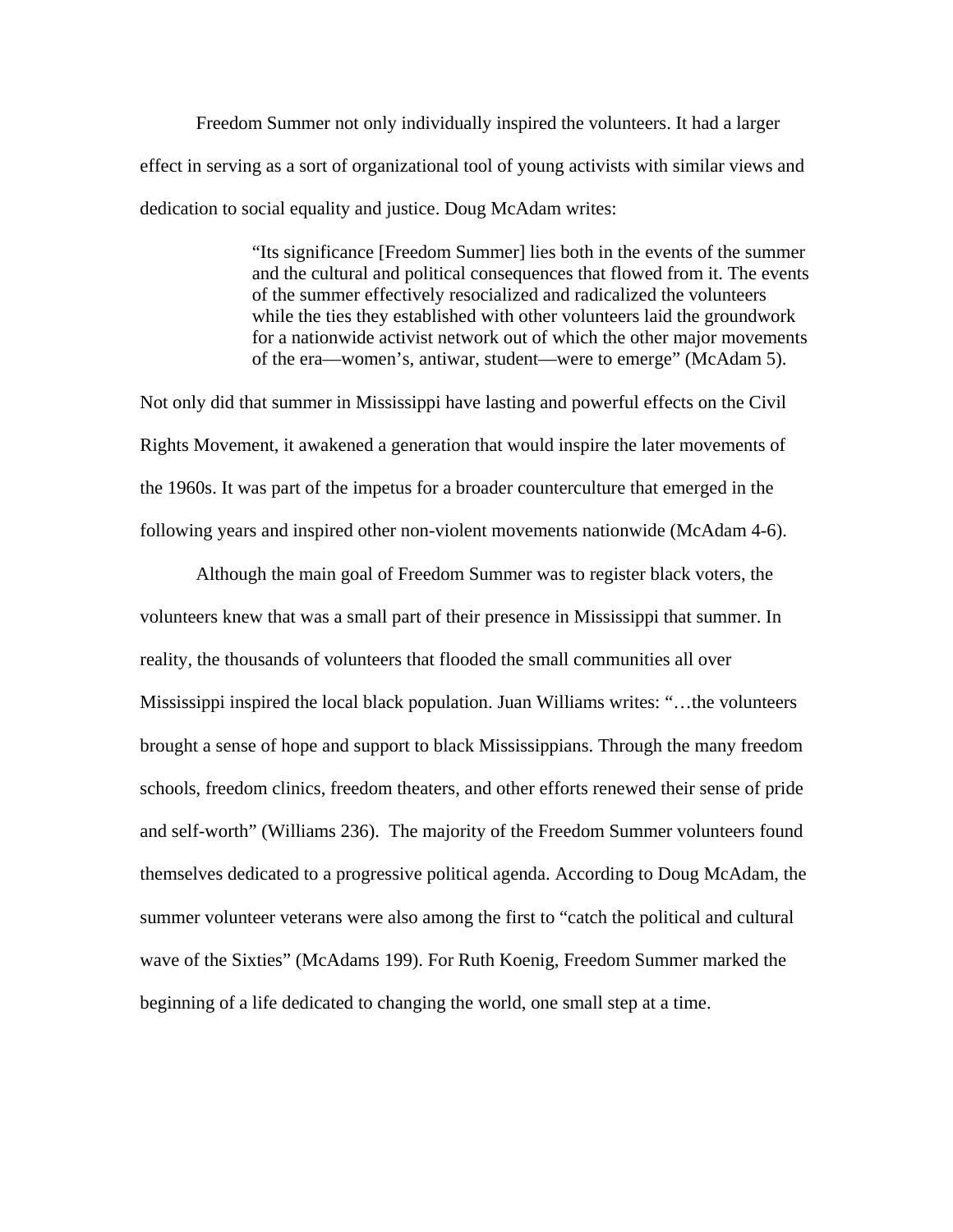Freedom Summer not only individually inspired the volunteers. It had a larger effect in serving as a sort of organizational tool of young activists with similar views and dedication to social equality and justice. Doug McAdam writes:

> "Its significance [Freedom Summer] lies both in the events of the summer and the cultural and political consequences that flowed from it. The events of the summer effectively resocialized and radicalized the volunteers while the ties they established with other volunteers laid the groundwork for a nationwide activist network out of which the other major movements of the era—women's, antiwar, student—were to emerge" (McAdam 5).

Not only did that summer in Mississippi have lasting and powerful effects on the Civil Rights Movement, it awakened a generation that would inspire the later movements of the 1960s. It was part of the impetus for a broader counterculture that emerged in the following years and inspired other non-violent movements nationwide (McAdam 4-6).

Although the main goal of Freedom Summer was to register black voters, the volunteers knew that was a small part of their presence in Mississippi that summer. In reality, the thousands of volunteers that flooded the small communities all over Mississippi inspired the local black population. Juan Williams writes: "…the volunteers brought a sense of hope and support to black Mississippians. Through the many freedom schools, freedom clinics, freedom theaters, and other efforts renewed their sense of pride and self-worth" (Williams 236). The majority of the Freedom Summer volunteers found themselves dedicated to a progressive political agenda. According to Doug McAdam, the summer volunteer veterans were also among the first to "catch the political and cultural wave of the Sixties" (McAdams 199). For Ruth Koenig, Freedom Summer marked the beginning of a life dedicated to changing the world, one small step at a time.